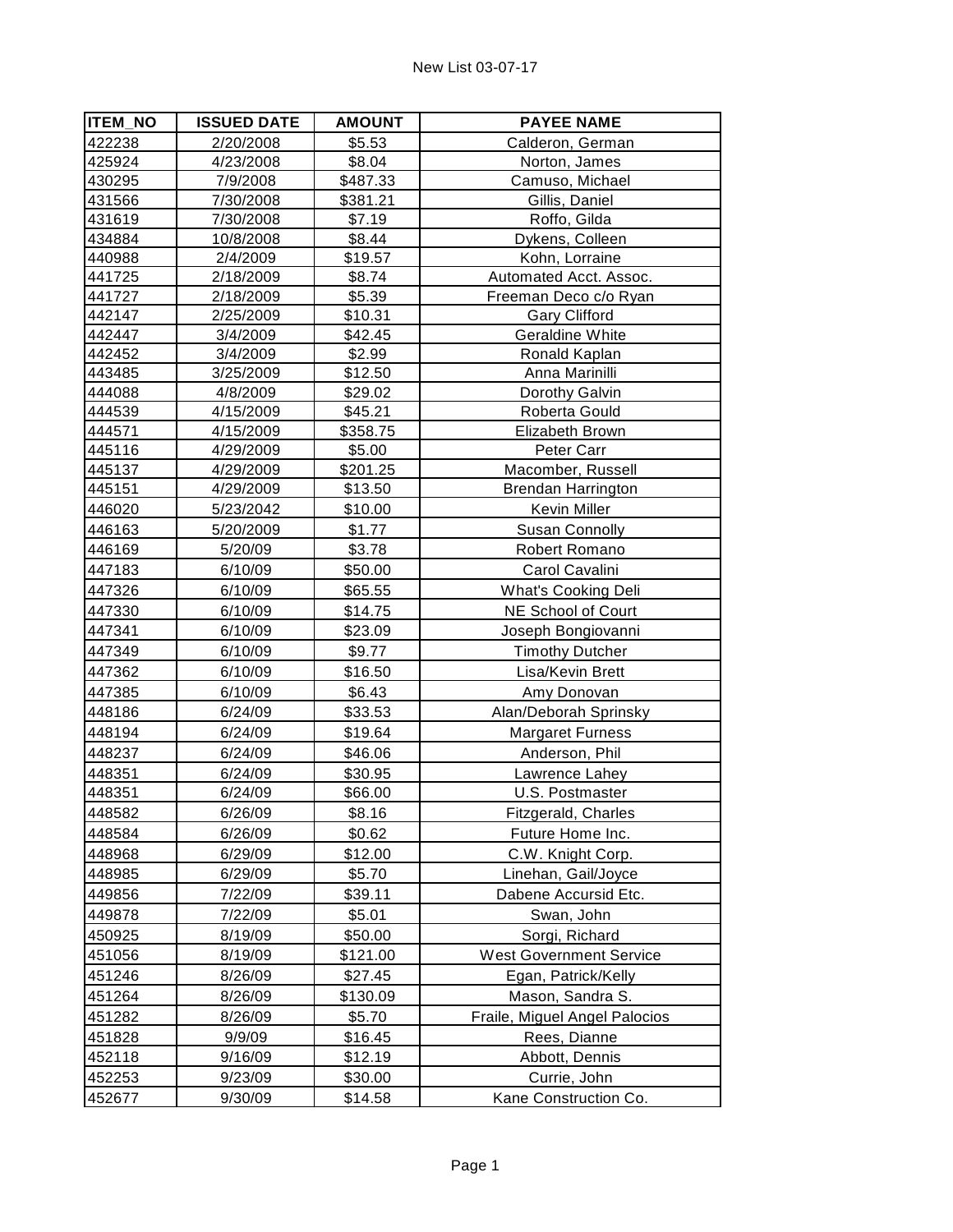New List 03-07-17

| ITEM_NO | ISSUED DATE | AMOUNT | PAYEE NAME |
|---|---|---|---|
| 422238 | 2/20/2008 | $5.53 | Calderon, German |
| 425924 | 4/23/2008 | $8.04 | Norton, James |
| 430295 | 7/9/2008 | $487.33 | Camuso, Michael |
| 431566 | 7/30/2008 | $381.21 | Gillis, Daniel |
| 431619 | 7/30/2008 | $7.19 | Roffo, Gilda |
| 434884 | 10/8/2008 | $8.44 | Dykens, Colleen |
| 440988 | 2/4/2009 | $19.57 | Kohn, Lorraine |
| 441725 | 2/18/2009 | $8.74 | Automated Acct. Assoc. |
| 441727 | 2/18/2009 | $5.39 | Freeman Deco c/o Ryan |
| 442147 | 2/25/2009 | $10.31 | Gary Clifford |
| 442447 | 3/4/2009 | $42.45 | Geraldine White |
| 442452 | 3/4/2009 | $2.99 | Ronald Kaplan |
| 443485 | 3/25/2009 | $12.50 | Anna Marinilli |
| 444088 | 4/8/2009 | $29.02 | Dorothy Galvin |
| 444539 | 4/15/2009 | $45.21 | Roberta Gould |
| 444571 | 4/15/2009 | $358.75 | Elizabeth Brown |
| 445116 | 4/29/2009 | $5.00 | Peter Carr |
| 445137 | 4/29/2009 | $201.25 | Macomber, Russell |
| 445151 | 4/29/2009 | $13.50 | Brendan Harrington |
| 446020 | 5/23/2042 | $10.00 | Kevin Miller |
| 446163 | 5/20/2009 | $1.77 | Susan Connolly |
| 446169 | 5/20/09 | $3.78 | Robert Romano |
| 447183 | 6/10/09 | $50.00 | Carol Cavalini |
| 447326 | 6/10/09 | $65.55 | What's Cooking Deli |
| 447330 | 6/10/09 | $14.75 | NE School of Court |
| 447341 | 6/10/09 | $23.09 | Joseph Bongiovanni |
| 447349 | 6/10/09 | $9.77 | Timothy Dutcher |
| 447362 | 6/10/09 | $16.50 | Lisa/Kevin Brett |
| 447385 | 6/10/09 | $6.43 | Amy Donovan |
| 448186 | 6/24/09 | $33.53 | Alan/Deborah Sprinsky |
| 448194 | 6/24/09 | $19.64 | Margaret Furness |
| 448237 | 6/24/09 | $46.06 | Anderson, Phil |
| 448351 | 6/24/09 | $30.95 | Lawrence Lahey |
| 448351 | 6/24/09 | $66.00 | U.S. Postmaster |
| 448582 | 6/26/09 | $8.16 | Fitzgerald, Charles |
| 448584 | 6/26/09 | $0.62 | Future Home Inc. |
| 448968 | 6/29/09 | $12.00 | C.W. Knight Corp. |
| 448985 | 6/29/09 | $5.70 | Linehan, Gail/Joyce |
| 449856 | 7/22/09 | $39.11 | Dabene Accursid Etc. |
| 449878 | 7/22/09 | $5.01 | Swan, John |
| 450925 | 8/19/09 | $50.00 | Sorgi, Richard |
| 451056 | 8/19/09 | $121.00 | West Government Service |
| 451246 | 8/26/09 | $27.45 | Egan, Patrick/Kelly |
| 451264 | 8/26/09 | $130.09 | Mason, Sandra S. |
| 451282 | 8/26/09 | $5.70 | Fraile, Miguel Angel Palocios |
| 451828 | 9/9/09 | $16.45 | Rees, Dianne |
| 452118 | 9/16/09 | $12.19 | Abbott, Dennis |
| 452253 | 9/23/09 | $30.00 | Currie, John |
| 452677 | 9/30/09 | $14.58 | Kane Construction Co. |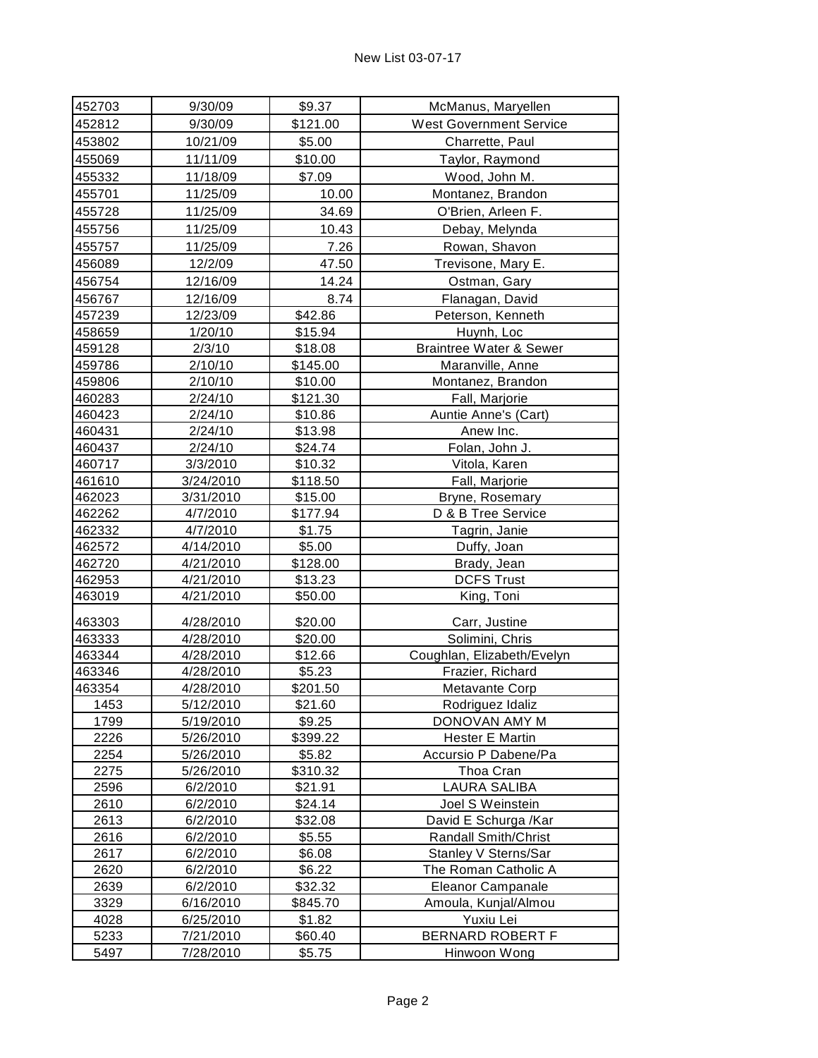New List 03-07-17

| | | | |
|---|---|---|---|
| 452703 | 9/30/09 | $9.37 | McManus, Maryellen |
| 452812 | 9/30/09 | $121.00 | West Government Service |
| 453802 | 10/21/09 | $5.00 | Charrette, Paul |
| 455069 | 11/11/09 | $10.00 | Taylor, Raymond |
| 455332 | 11/18/09 | $7.09 | Wood, John M. |
| 455701 | 11/25/09 | 10.00 | Montanez, Brandon |
| 455728 | 11/25/09 | 34.69 | O'Brien, Arleen F. |
| 455756 | 11/25/09 | 10.43 | Debay, Melynda |
| 455757 | 11/25/09 | 7.26 | Rowan, Shavon |
| 456089 | 12/2/09 | 47.50 | Trevisone, Mary E. |
| 456754 | 12/16/09 | 14.24 | Ostman, Gary |
| 456767 | 12/16/09 | 8.74 | Flanagan, David |
| 457239 | 12/23/09 | $42.86 | Peterson, Kenneth |
| 458659 | 1/20/10 | $15.94 | Huynh, Loc |
| 459128 | 2/3/10 | $18.08 | Braintree Water & Sewer |
| 459786 | 2/10/10 | $145.00 | Maranville, Anne |
| 459806 | 2/10/10 | $10.00 | Montanez, Brandon |
| 460283 | 2/24/10 | $121.30 | Fall, Marjorie |
| 460423 | 2/24/10 | $10.86 | Auntie Anne's (Cart) |
| 460431 | 2/24/10 | $13.98 | Anew Inc. |
| 460437 | 2/24/10 | $24.74 | Folan, John J. |
| 460717 | 3/3/2010 | $10.32 | Vitola, Karen |
| 461610 | 3/24/2010 | $118.50 | Fall, Marjorie |
| 462023 | 3/31/2010 | $15.00 | Bryne, Rosemary |
| 462262 | 4/7/2010 | $177.94 | D & B Tree Service |
| 462332 | 4/7/2010 | $1.75 | Tagrin, Janie |
| 462572 | 4/14/2010 | $5.00 | Duffy, Joan |
| 462720 | 4/21/2010 | $128.00 | Brady, Jean |
| 462953 | 4/21/2010 | $13.23 | DCFS Trust |
| 463019 | 4/21/2010 | $50.00 | King, Toni |
| 463303 | 4/28/2010 | $20.00 | Carr, Justine |
| 463333 | 4/28/2010 | $20.00 | Solimini, Chris |
| 463344 | 4/28/2010 | $12.66 | Coughlan, Elizabeth/Evelyn |
| 463346 | 4/28/2010 | $5.23 | Frazier, Richard |
| 463354 | 4/28/2010 | $201.50 | Metavante Corp |
| 1453 | 5/12/2010 | $21.60 | Rodriguez Idaliz |
| 1799 | 5/19/2010 | $9.25 | DONOVAN AMY M |
| 2226 | 5/26/2010 | $399.22 | Hester E Martin |
| 2254 | 5/26/2010 | $5.82 | Accursio P Dabene/Pa |
| 2275 | 5/26/2010 | $310.32 | Thoa Cran |
| 2596 | 6/2/2010 | $21.91 | LAURA SALIBA |
| 2610 | 6/2/2010 | $24.14 | Joel S Weinstein |
| 2613 | 6/2/2010 | $32.08 | David E Schurga /Kar |
| 2616 | 6/2/2010 | $5.55 | Randall Smith/Christ |
| 2617 | 6/2/2010 | $6.08 | Stanley V Sterns/Sar |
| 2620 | 6/2/2010 | $6.22 | The Roman Catholic A |
| 2639 | 6/2/2010 | $32.32 | Eleanor Campanale |
| 3329 | 6/16/2010 | $845.70 | Amoula, Kunjal/Almou |
| 4028 | 6/25/2010 | $1.82 | Yuxiu Lei |
| 5233 | 7/21/2010 | $60.40 | BERNARD ROBERT F |
| 5497 | 7/28/2010 | $5.75 | Hinwoon Wong |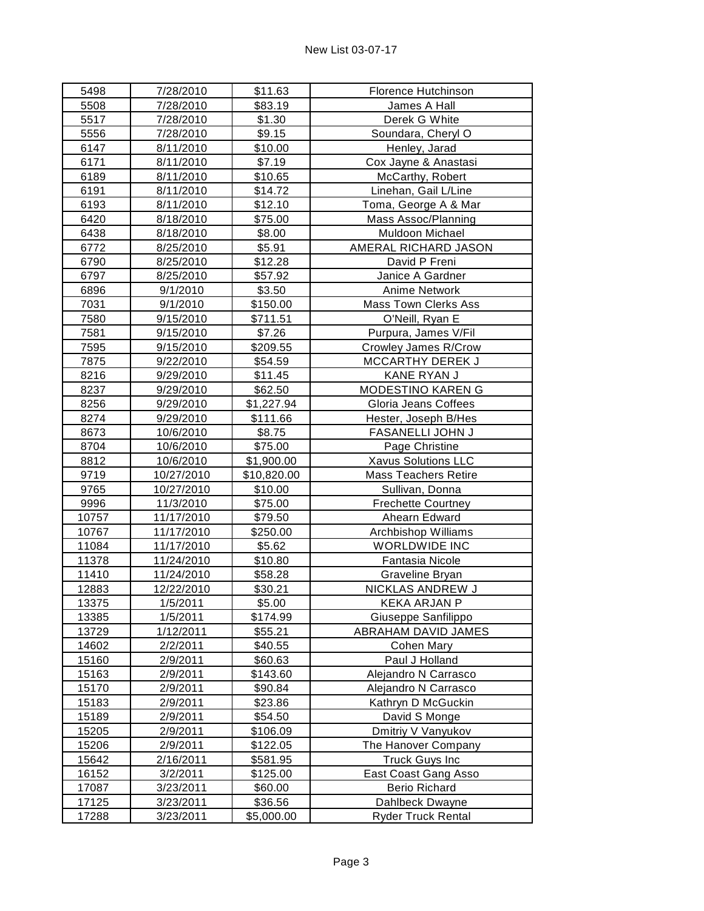| 5498 | 7/28/2010 | $11.63 | Florence Hutchinson |
|---|---|---|---|
| 5508 | 7/28/2010 | $83.19 | James A Hall |
| 5517 | 7/28/2010 | $1.30 | Derek G White |
| 5556 | 7/28/2010 | $9.15 | Soundara, Cheryl O |
| 6147 | 8/11/2010 | $10.00 | Henley, Jarad |
| 6171 | 8/11/2010 | $7.19 | Cox Jayne & Anastasi |
| 6189 | 8/11/2010 | $10.65 | McCarthy, Robert |
| 6191 | 8/11/2010 | $14.72 | Linehan, Gail L/Line |
| 6193 | 8/11/2010 | $12.10 | Toma, George A & Mar |
| 6420 | 8/18/2010 | $75.00 | Mass Assoc/Planning |
| 6438 | 8/18/2010 | $8.00 | Muldoon Michael |
| 6772 | 8/25/2010 | $5.91 | AMERAL RICHARD JASON |
| 6790 | 8/25/2010 | $12.28 | David P Freni |
| 6797 | 8/25/2010 | $57.92 | Janice A Gardner |
| 6896 | 9/1/2010 | $3.50 | Anime Network |
| 7031 | 9/1/2010 | $150.00 | Mass Town Clerks Ass |
| 7580 | 9/15/2010 | $711.51 | O'Neill, Ryan E |
| 7581 | 9/15/2010 | $7.26 | Purpura, James V/Fil |
| 7595 | 9/15/2010 | $209.55 | Crowley James R/Crow |
| 7875 | 9/22/2010 | $54.59 | MCCARTHY DEREK J |
| 8216 | 9/29/2010 | $11.45 | KANE RYAN J |
| 8237 | 9/29/2010 | $62.50 | MODESTINO KAREN G |
| 8256 | 9/29/2010 | $1,227.94 | Gloria Jeans Coffees |
| 8274 | 9/29/2010 | $111.66 | Hester, Joseph B/Hes |
| 8673 | 10/6/2010 | $8.75 | FASANELLI JOHN J |
| 8704 | 10/6/2010 | $75.00 | Page Christine |
| 8812 | 10/6/2010 | $1,900.00 | Xavus Solutions LLC |
| 9719 | 10/27/2010 | $10,820.00 | Mass Teachers Retire |
| 9765 | 10/27/2010 | $10.00 | Sullivan, Donna |
| 9996 | 11/3/2010 | $75.00 | Frechette Courtney |
| 10757 | 11/17/2010 | $79.50 | Ahearn Edward |
| 10767 | 11/17/2010 | $250.00 | Archbishop Williams |
| 11084 | 11/17/2010 | $5.62 | WORLDWIDE INC |
| 11378 | 11/24/2010 | $10.80 | Fantasia Nicole |
| 11410 | 11/24/2010 | $58.28 | Graveline Bryan |
| 12883 | 12/22/2010 | $30.21 | NICKLAS ANDREW J |
| 13375 | 1/5/2011 | $5.00 | KEKA ARJAN P |
| 13385 | 1/5/2011 | $174.99 | Giuseppe Sanfilippo |
| 13729 | 1/12/2011 | $55.21 | ABRAHAM DAVID JAMES |
| 14602 | 2/2/2011 | $40.55 | Cohen Mary |
| 15160 | 2/9/2011 | $60.63 | Paul J Holland |
| 15163 | 2/9/2011 | $143.60 | Alejandro N Carrasco |
| 15170 | 2/9/2011 | $90.84 | Alejandro N Carrasco |
| 15183 | 2/9/2011 | $23.86 | Kathryn D McGuckin |
| 15189 | 2/9/2011 | $54.50 | David S Monge |
| 15205 | 2/9/2011 | $106.09 | Dmitriy V Vanyukov |
| 15206 | 2/9/2011 | $122.05 | The Hanover Company |
| 15642 | 2/16/2011 | $581.95 | Truck Guys Inc |
| 16152 | 3/2/2011 | $125.00 | East Coast Gang Asso |
| 17087 | 3/23/2011 | $60.00 | Berio Richard |
| 17125 | 3/23/2011 | $36.56 | Dahlbeck Dwayne |
| 17288 | 3/23/2011 | $5,000.00 | Ryder Truck Rental |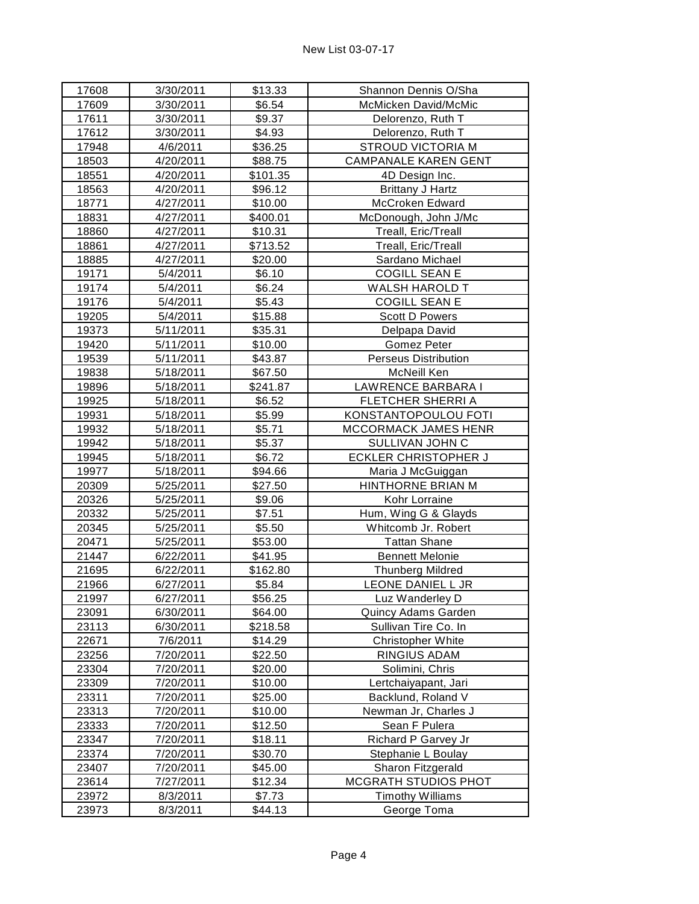| 17608 | 3/30/2011 | $13.33 | Shannon Dennis O/Sha |
|---|---|---|---|
| 17609 | 3/30/2011 | $6.54 | McMicken David/McMic |
| 17611 | 3/30/2011 | $9.37 | Delorenzo, Ruth T |
| 17612 | 3/30/2011 | $4.93 | Delorenzo, Ruth T |
| 17948 | 4/6/2011 | $36.25 | STROUD VICTORIA M |
| 18503 | 4/20/2011 | $88.75 | CAMPANALE KAREN GENT |
| 18551 | 4/20/2011 | $101.35 | 4D Design Inc. |
| 18563 | 4/20/2011 | $96.12 | Brittany J Hartz |
| 18771 | 4/27/2011 | $10.00 | McCroken Edward |
| 18831 | 4/27/2011 | $400.01 | McDonough, John J/Mc |
| 18860 | 4/27/2011 | $10.31 | Treall, Eric/Treall |
| 18861 | 4/27/2011 | $713.52 | Treall, Eric/Treall |
| 18885 | 4/27/2011 | $20.00 | Sardano Michael |
| 19171 | 5/4/2011 | $6.10 | COGILL SEAN E |
| 19174 | 5/4/2011 | $6.24 | WALSH HAROLD T |
| 19176 | 5/4/2011 | $5.43 | COGILL SEAN E |
| 19205 | 5/4/2011 | $15.88 | Scott D Powers |
| 19373 | 5/11/2011 | $35.31 | Delpapa David |
| 19420 | 5/11/2011 | $10.00 | Gomez Peter |
| 19539 | 5/11/2011 | $43.87 | Perseus Distribution |
| 19838 | 5/18/2011 | $67.50 | McNeill Ken |
| 19896 | 5/18/2011 | $241.87 | LAWRENCE BARBARA I |
| 19925 | 5/18/2011 | $6.52 | FLETCHER SHERRI A |
| 19931 | 5/18/2011 | $5.99 | KONSTANTOPOULOU FOTI |
| 19932 | 5/18/2011 | $5.71 | MCCORMACK JAMES HENR |
| 19942 | 5/18/2011 | $5.37 | SULLIVAN JOHN C |
| 19945 | 5/18/2011 | $6.72 | ECKLER CHRISTOPHER J |
| 19977 | 5/18/2011 | $94.66 | Maria J McGuiggan |
| 20309 | 5/25/2011 | $27.50 | HINTHORNE BRIAN M |
| 20326 | 5/25/2011 | $9.06 | Kohr Lorraine |
| 20332 | 5/25/2011 | $7.51 | Hum, Wing G & Glayds |
| 20345 | 5/25/2011 | $5.50 | Whitcomb Jr. Robert |
| 20471 | 5/25/2011 | $53.00 | Tattan Shane |
| 21447 | 6/22/2011 | $41.95 | Bennett Melonie |
| 21695 | 6/22/2011 | $162.80 | Thunberg Mildred |
| 21966 | 6/27/2011 | $5.84 | LEONE DANIEL L JR |
| 21997 | 6/27/2011 | $56.25 | Luz Wanderley D |
| 23091 | 6/30/2011 | $64.00 | Quincy Adams Garden |
| 23113 | 6/30/2011 | $218.58 | Sullivan Tire Co. In |
| 22671 | 7/6/2011 | $14.29 | Christopher White |
| 23256 | 7/20/2011 | $22.50 | RINGIUS ADAM |
| 23304 | 7/20/2011 | $20.00 | Solimini, Chris |
| 23309 | 7/20/2011 | $10.00 | Lertchaiyapant, Jari |
| 23311 | 7/20/2011 | $25.00 | Backlund, Roland V |
| 23313 | 7/20/2011 | $10.00 | Newman Jr, Charles J |
| 23333 | 7/20/2011 | $12.50 | Sean F Pulera |
| 23347 | 7/20/2011 | $18.11 | Richard P Garvey Jr |
| 23374 | 7/20/2011 | $30.70 | Stephanie L Boulay |
| 23407 | 7/20/2011 | $45.00 | Sharon Fitzgerald |
| 23614 | 7/27/2011 | $12.34 | MCGRATH STUDIOS PHOT |
| 23972 | 8/3/2011 | $7.73 | Timothy Williams |
| 23973 | 8/3/2011 | $44.13 | George Toma |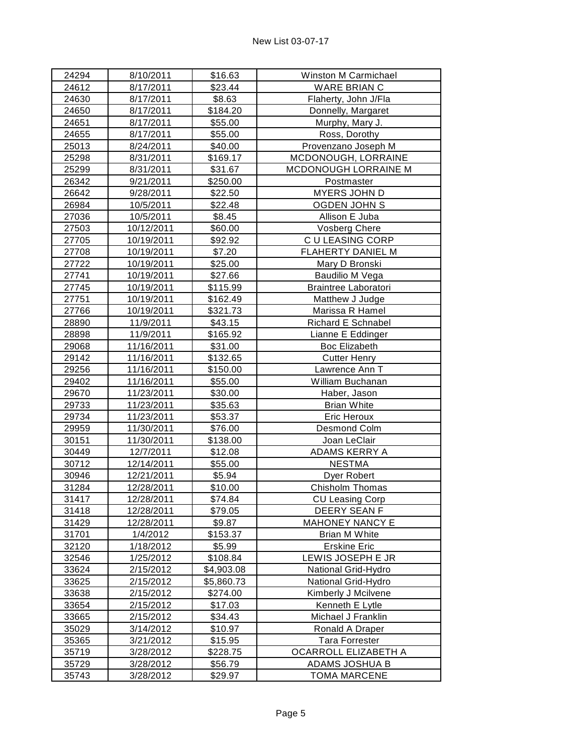| 24294 | 8/10/2011 | $16.63 | Winston M Carmichael |
|---|---|---|---|
| 24612 | 8/17/2011 | $23.44 | WARE BRIAN C |
| 24630 | 8/17/2011 | $8.63 | Flaherty, John J/Fla |
| 24650 | 8/17/2011 | $184.20 | Donnelly, Margaret |
| 24651 | 8/17/2011 | $55.00 | Murphy, Mary J. |
| 24655 | 8/17/2011 | $55.00 | Ross, Dorothy |
| 25013 | 8/24/2011 | $40.00 | Provenzano Joseph M |
| 25298 | 8/31/2011 | $169.17 | MCDONOUGH, LORRAINE |
| 25299 | 8/31/2011 | $31.67 | MCDONOUGH LORRAINE M |
| 26342 | 9/21/2011 | $250.00 | Postmaster |
| 26642 | 9/28/2011 | $22.50 | MYERS JOHN D |
| 26984 | 10/5/2011 | $22.48 | OGDEN JOHN S |
| 27036 | 10/5/2011 | $8.45 | Allison E Juba |
| 27503 | 10/12/2011 | $60.00 | Vosberg Chere |
| 27705 | 10/19/2011 | $92.92 | C U LEASING CORP |
| 27708 | 10/19/2011 | $7.20 | FLAHERTY DANIEL M |
| 27722 | 10/19/2011 | $25.00 | Mary D Bronski |
| 27741 | 10/19/2011 | $27.66 | Baudilio M Vega |
| 27745 | 10/19/2011 | $115.99 | Braintree Laboratori |
| 27751 | 10/19/2011 | $162.49 | Matthew J Judge |
| 27766 | 10/19/2011 | $321.73 | Marissa R Hamel |
| 28890 | 11/9/2011 | $43.15 | Richard E Schnabel |
| 28898 | 11/9/2011 | $165.92 | Lianne E Eddinger |
| 29068 | 11/16/2011 | $31.00 | Boc Elizabeth |
| 29142 | 11/16/2011 | $132.65 | Cutter Henry |
| 29256 | 11/16/2011 | $150.00 | Lawrence Ann T |
| 29402 | 11/16/2011 | $55.00 | William Buchanan |
| 29670 | 11/23/2011 | $30.00 | Haber, Jason |
| 29733 | 11/23/2011 | $35.63 | Brian White |
| 29734 | 11/23/2011 | $53.37 | Eric Heroux |
| 29959 | 11/30/2011 | $76.00 | Desmond Colm |
| 30151 | 11/30/2011 | $138.00 | Joan LeClair |
| 30449 | 12/7/2011 | $12.08 | ADAMS KERRY A |
| 30712 | 12/14/2011 | $55.00 | NESTMA |
| 30946 | 12/21/2011 | $5.94 | Dyer Robert |
| 31284 | 12/28/2011 | $10.00 | Chisholm Thomas |
| 31417 | 12/28/2011 | $74.84 | CU Leasing Corp |
| 31418 | 12/28/2011 | $79.05 | DEERY SEAN F |
| 31429 | 12/28/2011 | $9.87 | MAHONEY NANCY E |
| 31701 | 1/4/2012 | $153.37 | Brian M White |
| 32120 | 1/18/2012 | $5.99 | Erskine Eric |
| 32546 | 1/25/2012 | $108.84 | LEWIS JOSEPH E JR |
| 33624 | 2/15/2012 | $4,903.08 | National Grid-Hydro |
| 33625 | 2/15/2012 | $5,860.73 | National Grid-Hydro |
| 33638 | 2/15/2012 | $274.00 | Kimberly J Mcilvene |
| 33654 | 2/15/2012 | $17.03 | Kenneth E Lytle |
| 33665 | 2/15/2012 | $34.43 | Michael J Franklin |
| 35029 | 3/14/2012 | $10.97 | Ronald A Draper |
| 35365 | 3/21/2012 | $15.95 | Tara Forrester |
| 35719 | 3/28/2012 | $228.75 | OCARROLL ELIZABETH A |
| 35729 | 3/28/2012 | $56.79 | ADAMS JOSHUA B |
| 35743 | 3/28/2012 | $29.97 | TOMA MARCENE |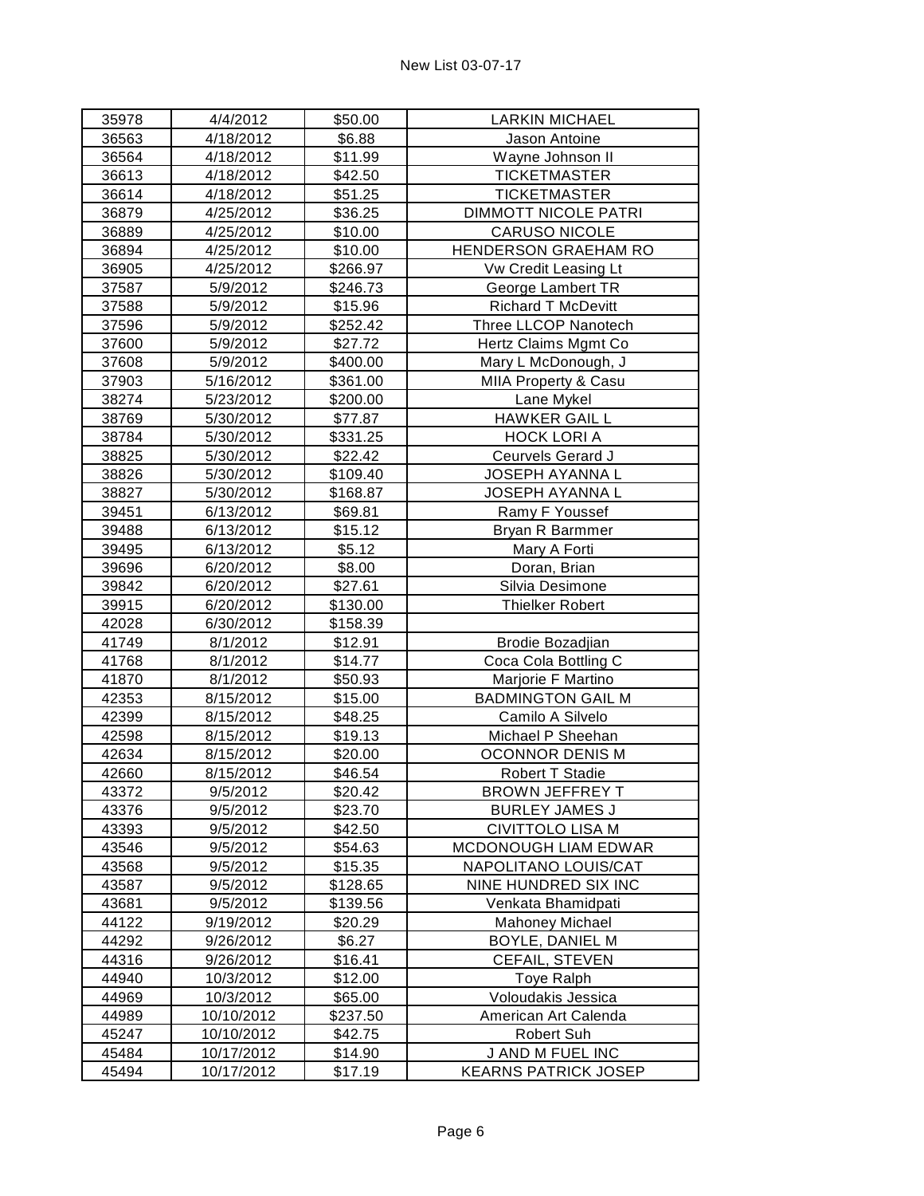New List 03-07-17

| | | | |
|---|---|---|---|
| 35978 | 4/4/2012 | $50.00 | LARKIN MICHAEL |
| 36563 | 4/18/2012 | $6.88 | Jason Antoine |
| 36564 | 4/18/2012 | $11.99 | Wayne Johnson II |
| 36613 | 4/18/2012 | $42.50 | TICKETMASTER |
| 36614 | 4/18/2012 | $51.25 | TICKETMASTER |
| 36879 | 4/25/2012 | $36.25 | DIMMOTT NICOLE PATRI |
| 36889 | 4/25/2012 | $10.00 | CARUSO NICOLE |
| 36894 | 4/25/2012 | $10.00 | HENDERSON GRAEHAM RO |
| 36905 | 4/25/2012 | $266.97 | Vw Credit Leasing Lt |
| 37587 | 5/9/2012 | $246.73 | George Lambert TR |
| 37588 | 5/9/2012 | $15.96 | Richard T McDevitt |
| 37596 | 5/9/2012 | $252.42 | Three LLCOP Nanotech |
| 37600 | 5/9/2012 | $27.72 | Hertz Claims Mgmt Co |
| 37608 | 5/9/2012 | $400.00 | Mary L McDonough, J |
| 37903 | 5/16/2012 | $361.00 | MIIA Property & Casu |
| 38274 | 5/23/2012 | $200.00 | Lane Mykel |
| 38769 | 5/30/2012 | $77.87 | HAWKER GAIL L |
| 38784 | 5/30/2012 | $331.25 | HOCK LORI A |
| 38825 | 5/30/2012 | $22.42 | Ceurvels Gerard J |
| 38826 | 5/30/2012 | $109.40 | JOSEPH AYANNA L |
| 38827 | 5/30/2012 | $168.87 | JOSEPH AYANNA L |
| 39451 | 6/13/2012 | $69.81 | Ramy F Youssef |
| 39488 | 6/13/2012 | $15.12 | Bryan R Barmmer |
| 39495 | 6/13/2012 | $5.12 | Mary A Forti |
| 39696 | 6/20/2012 | $8.00 | Doran, Brian |
| 39842 | 6/20/2012 | $27.61 | Silvia Desimone |
| 39915 | 6/20/2012 | $130.00 | Thielker Robert |
| 42028 | 6/30/2012 | $158.39 | |
| 41749 | 8/1/2012 | $12.91 | Brodie Bozadjian |
| 41768 | 8/1/2012 | $14.77 | Coca Cola Bottling C |
| 41870 | 8/1/2012 | $50.93 | Marjorie F Martino |
| 42353 | 8/15/2012 | $15.00 | BADMINGTON GAIL M |
| 42399 | 8/15/2012 | $48.25 | Camilo A Silvelo |
| 42598 | 8/15/2012 | $19.13 | Michael P Sheehan |
| 42634 | 8/15/2012 | $20.00 | OCONNOR DENIS M |
| 42660 | 8/15/2012 | $46.54 | Robert T Stadie |
| 43372 | 9/5/2012 | $20.42 | BROWN JEFFREY T |
| 43376 | 9/5/2012 | $23.70 | BURLEY JAMES J |
| 43393 | 9/5/2012 | $42.50 | CIVITTOLO LISA M |
| 43546 | 9/5/2012 | $54.63 | MCDONOUGH LIAM EDWAR |
| 43568 | 9/5/2012 | $15.35 | NAPOLITANO LOUIS/CAT |
| 43587 | 9/5/2012 | $128.65 | NINE HUNDRED SIX INC |
| 43681 | 9/5/2012 | $139.56 | Venkata Bhamidpati |
| 44122 | 9/19/2012 | $20.29 | Mahoney Michael |
| 44292 | 9/26/2012 | $6.27 | BOYLE, DANIEL M |
| 44316 | 9/26/2012 | $16.41 | CEFAIL, STEVEN |
| 44940 | 10/3/2012 | $12.00 | Toye Ralph |
| 44969 | 10/3/2012 | $65.00 | Voloudakis Jessica |
| 44989 | 10/10/2012 | $237.50 | American Art Calenda |
| 45247 | 10/10/2012 | $42.75 | Robert Suh |
| 45484 | 10/17/2012 | $14.90 | J AND M FUEL INC |
| 45494 | 10/17/2012 | $17.19 | KEARNS PATRICK JOSEP |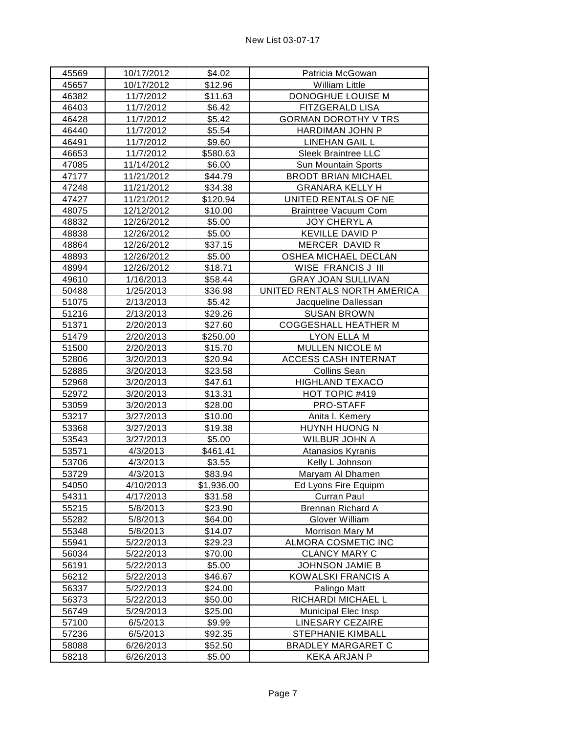| 45569 | 10/17/2012 | $4.02 | Patricia McGowan |
|---|---|---|---|
| 45657 | 10/17/2012 | $12.96 | William Little |
| 46382 | 11/7/2012 | $11.63 | DONOGHUE LOUISE M |
| 46403 | 11/7/2012 | $6.42 | FITZGERALD LISA |
| 46428 | 11/7/2012 | $5.42 | GORMAN DOROTHY V TRS |
| 46440 | 11/7/2012 | $5.54 | HARDIMAN JOHN P |
| 46491 | 11/7/2012 | $9.60 | LINEHAN GAIL L |
| 46653 | 11/7/2012 | $580.63 | Sleek Braintree LLC |
| 47085 | 11/14/2012 | $6.00 | Sun Mountain Sports |
| 47177 | 11/21/2012 | $44.79 | BRODT BRIAN MICHAEL |
| 47248 | 11/21/2012 | $34.38 | GRANARA KELLY H |
| 47427 | 11/21/2012 | $120.94 | UNITED RENTALS OF NE |
| 48075 | 12/12/2012 | $10.00 | Braintree Vacuum Com |
| 48832 | 12/26/2012 | $5.00 | JOY CHERYL A |
| 48838 | 12/26/2012 | $5.00 | KEVILLE DAVID P |
| 48864 | 12/26/2012 | $37.15 | MERCER DAVID R |
| 48893 | 12/26/2012 | $5.00 | OSHEA MICHAEL DECLAN |
| 48994 | 12/26/2012 | $18.71 | WISE FRANCIS J III |
| 49610 | 1/16/2013 | $58.44 | GRAY JOAN SULLIVAN |
| 50488 | 1/25/2013 | $36.98 | UNITED RENTALS NORTH AMERICA |
| 51075 | 2/13/2013 | $5.42 | Jacqueline Dallessan |
| 51216 | 2/13/2013 | $29.26 | SUSAN BROWN |
| 51371 | 2/20/2013 | $27.60 | COGGESHALL HEATHER M |
| 51479 | 2/20/2013 | $250.00 | LYON ELLA M |
| 51500 | 2/20/2013 | $15.70 | MULLEN NICOLE M |
| 52806 | 3/20/2013 | $20.94 | ACCESS CASH INTERNAT |
| 52885 | 3/20/2013 | $23.58 | Collins Sean |
| 52968 | 3/20/2013 | $47.61 | HIGHLAND TEXACO |
| 52972 | 3/20/2013 | $13.31 | HOT TOPIC #419 |
| 53059 | 3/20/2013 | $28.00 | PRO-STAFF |
| 53217 | 3/27/2013 | $10.00 | Anita l. Kemery |
| 53368 | 3/27/2013 | $19.38 | HUYNH HUONG N |
| 53543 | 3/27/2013 | $5.00 | WILBUR JOHN A |
| 53571 | 4/3/2013 | $461.41 | Atanasios Kyranis |
| 53706 | 4/3/2013 | $3.55 | Kelly L Johnson |
| 53729 | 4/3/2013 | $83.94 | Maryam Al Dhamen |
| 54050 | 4/10/2013 | $1,936.00 | Ed Lyons Fire Equipm |
| 54311 | 4/17/2013 | $31.58 | Curran Paul |
| 55215 | 5/8/2013 | $23.90 | Brennan Richard A |
| 55282 | 5/8/2013 | $64.00 | Glover William |
| 55348 | 5/8/2013 | $14.07 | Morrison Mary M |
| 55941 | 5/22/2013 | $29.23 | ALMORA COSMETIC INC |
| 56034 | 5/22/2013 | $70.00 | CLANCY MARY C |
| 56191 | 5/22/2013 | $5.00 | JOHNSON JAMIE B |
| 56212 | 5/22/2013 | $46.67 | KOWALSKI FRANCIS A |
| 56337 | 5/22/2013 | $24.00 | Palingo Matt |
| 56373 | 5/22/2013 | $50.00 | RICHARDI MICHAEL L |
| 56749 | 5/29/2013 | $25.00 | Municipal Elec Insp |
| 57100 | 6/5/2013 | $9.99 | LINESARY CEZAIRE |
| 57236 | 6/5/2013 | $92.35 | STEPHANIE KIMBALL |
| 58088 | 6/26/2013 | $52.50 | BRADLEY MARGARET C |
| 58218 | 6/26/2013 | $5.00 | KEKA ARJAN P |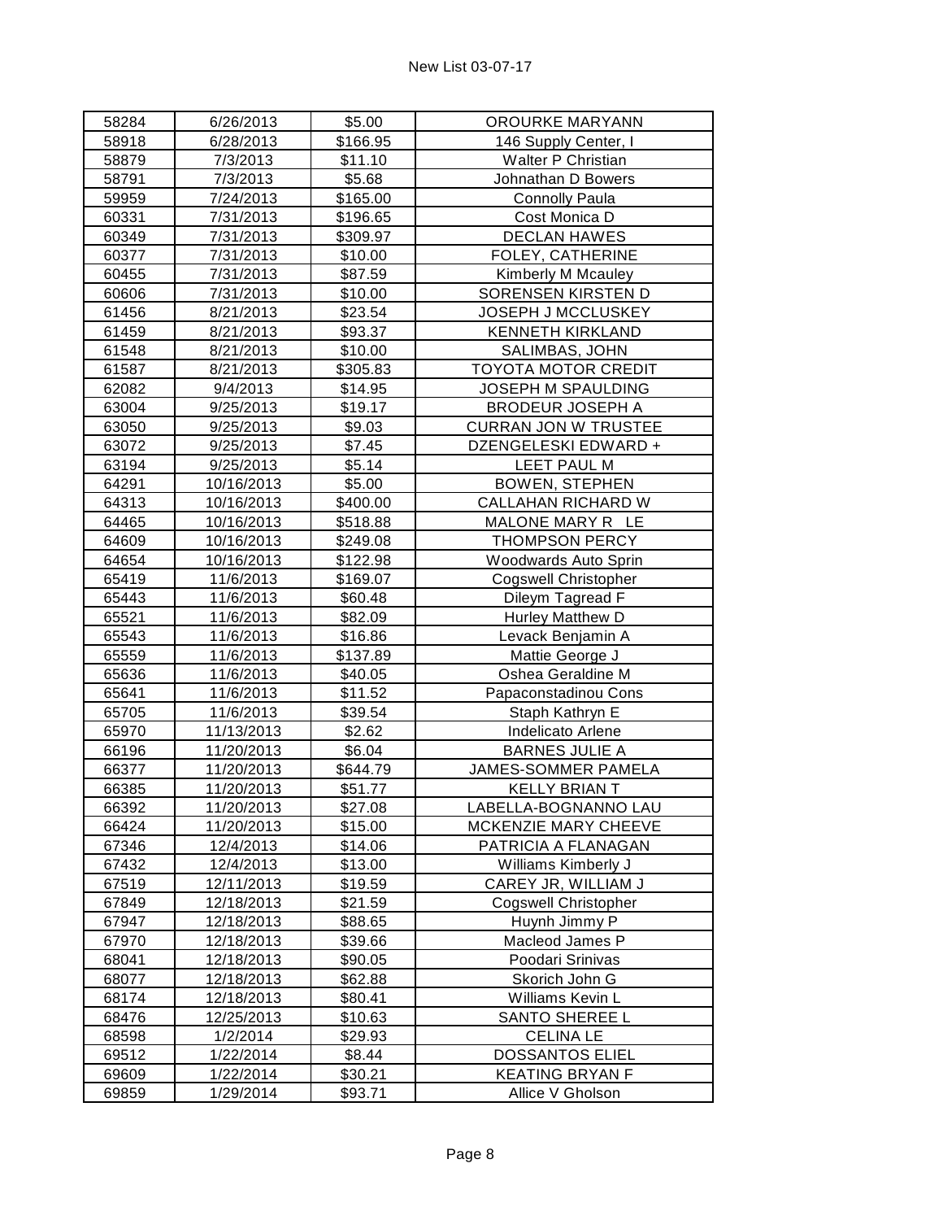| 58284 | 6/26/2013 | $5.00 | OROURKE MARYANN |
|---|---|---|---|
| 58918 | 6/28/2013 | $166.95 | 146 Supply Center, I |
| 58879 | 7/3/2013 | $11.10 | Walter P Christian |
| 58791 | 7/3/2013 | $5.68 | Johnathan D Bowers |
| 59959 | 7/24/2013 | $165.00 | Connolly Paula |
| 60331 | 7/31/2013 | $196.65 | Cost Monica D |
| 60349 | 7/31/2013 | $309.97 | DECLAN HAWES |
| 60377 | 7/31/2013 | $10.00 | FOLEY, CATHERINE |
| 60455 | 7/31/2013 | $87.59 | Kimberly M Mcauley |
| 60606 | 7/31/2013 | $10.00 | SORENSEN KIRSTEN D |
| 61456 | 8/21/2013 | $23.54 | JOSEPH J MCCLUSKEY |
| 61459 | 8/21/2013 | $93.37 | KENNETH KIRKLAND |
| 61548 | 8/21/2013 | $10.00 | SALIMBAS, JOHN |
| 61587 | 8/21/2013 | $305.83 | TOYOTA MOTOR CREDIT |
| 62082 | 9/4/2013 | $14.95 | JOSEPH M SPAULDING |
| 63004 | 9/25/2013 | $19.17 | BRODEUR JOSEPH A |
| 63050 | 9/25/2013 | $9.03 | CURRAN JON W TRUSTEE |
| 63072 | 9/25/2013 | $7.45 | DZENGELESKI EDWARD + |
| 63194 | 9/25/2013 | $5.14 | LEET PAUL M |
| 64291 | 10/16/2013 | $5.00 | BOWEN, STEPHEN |
| 64313 | 10/16/2013 | $400.00 | CALLAHAN RICHARD W |
| 64465 | 10/16/2013 | $518.88 | MALONE MARY R LE |
| 64609 | 10/16/2013 | $249.08 | THOMPSON PERCY |
| 64654 | 10/16/2013 | $122.98 | Woodwards Auto Sprin |
| 65419 | 11/6/2013 | $169.07 | Cogswell Christopher |
| 65443 | 11/6/2013 | $60.48 | Dileym Tagread F |
| 65521 | 11/6/2013 | $82.09 | Hurley Matthew D |
| 65543 | 11/6/2013 | $16.86 | Levack Benjamin A |
| 65559 | 11/6/2013 | $137.89 | Mattie George J |
| 65636 | 11/6/2013 | $40.05 | Oshea Geraldine M |
| 65641 | 11/6/2013 | $11.52 | Papaconstadinou Cons |
| 65705 | 11/6/2013 | $39.54 | Staph Kathryn E |
| 65970 | 11/13/2013 | $2.62 | Indelicato Arlene |
| 66196 | 11/20/2013 | $6.04 | BARNES JULIE A |
| 66377 | 11/20/2013 | $644.79 | JAMES-SOMMER PAMELA |
| 66385 | 11/20/2013 | $51.77 | KELLY BRIAN T |
| 66392 | 11/20/2013 | $27.08 | LABELLA-BOGNANNO LAU |
| 66424 | 11/20/2013 | $15.00 | MCKENZIE MARY CHEEVE |
| 67346 | 12/4/2013 | $14.06 | PATRICIA A FLANAGAN |
| 67432 | 12/4/2013 | $13.00 | Williams Kimberly J |
| 67519 | 12/11/2013 | $19.59 | CAREY JR, WILLIAM J |
| 67849 | 12/18/2013 | $21.59 | Cogswell Christopher |
| 67947 | 12/18/2013 | $88.65 | Huynh Jimmy P |
| 67970 | 12/18/2013 | $39.66 | Macleod James P |
| 68041 | 12/18/2013 | $90.05 | Poodari Srinivas |
| 68077 | 12/18/2013 | $62.88 | Skorich John G |
| 68174 | 12/18/2013 | $80.41 | Williams Kevin L |
| 68476 | 12/25/2013 | $10.63 | SANTO SHEREE L |
| 68598 | 1/2/2014 | $29.93 | CELINA LE |
| 69512 | 1/22/2014 | $8.44 | DOSSANTOS ELIEL |
| 69609 | 1/22/2014 | $30.21 | KEATING BRYAN F |
| 69859 | 1/29/2014 | $93.71 | Allice V Gholson |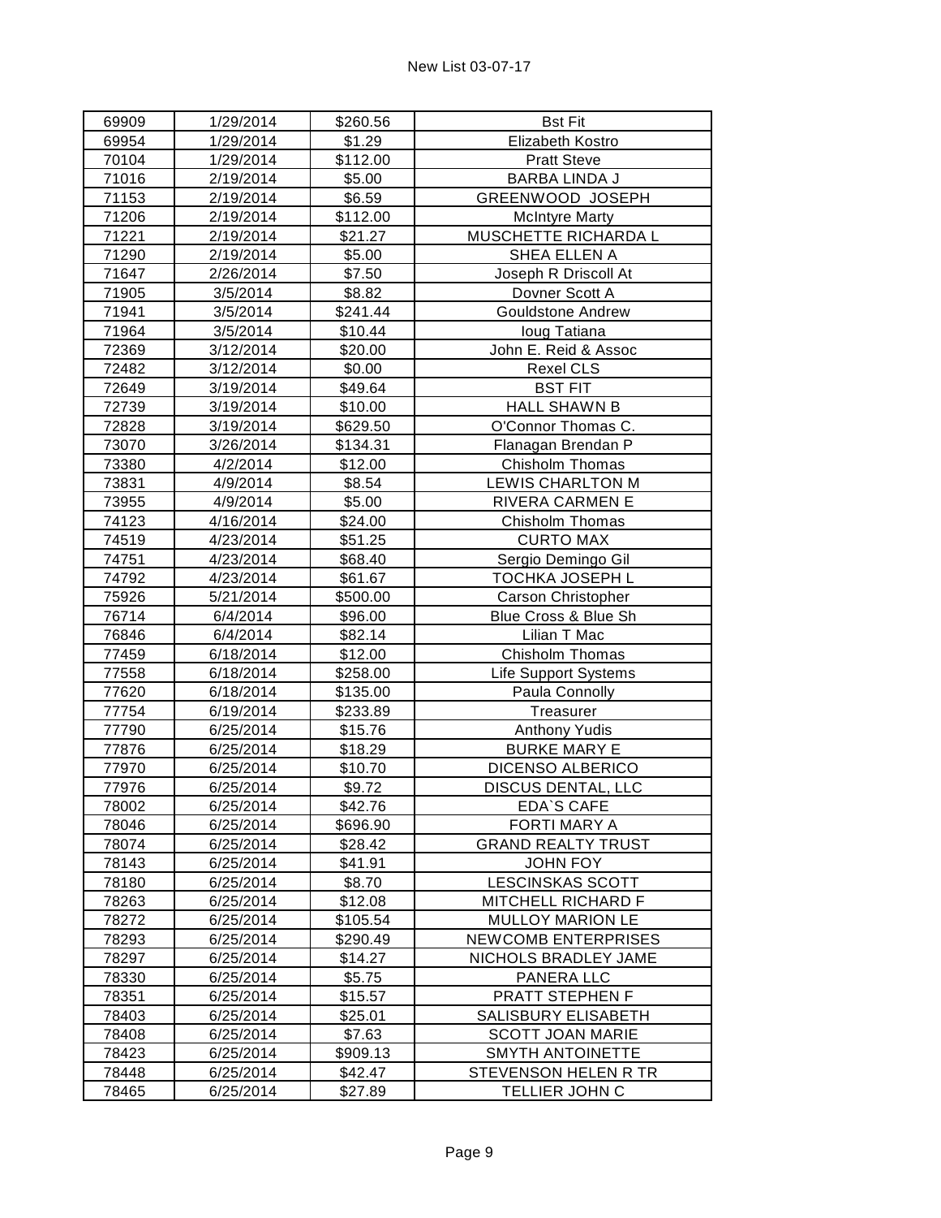| 69909 | 1/29/2014 | $260.56 | Bst Fit |
|---|---|---|---|
| 69954 | 1/29/2014 | $1.29 | Elizabeth Kostro |
| 70104 | 1/29/2014 | $112.00 | Pratt Steve |
| 71016 | 2/19/2014 | $5.00 | BARBA LINDA J |
| 71153 | 2/19/2014 | $6.59 | GREENWOOD JOSEPH |
| 71206 | 2/19/2014 | $112.00 | McIntyre Marty |
| 71221 | 2/19/2014 | $21.27 | MUSCHETTE RICHARDA L |
| 71290 | 2/19/2014 | $5.00 | SHEA ELLEN A |
| 71647 | 2/26/2014 | $7.50 | Joseph R Driscoll At |
| 71905 | 3/5/2014 | $8.82 | Dovner Scott A |
| 71941 | 3/5/2014 | $241.44 | Gouldstone Andrew |
| 71964 | 3/5/2014 | $10.44 | Ioug Tatiana |
| 72369 | 3/12/2014 | $20.00 | John E. Reid & Assoc |
| 72482 | 3/12/2014 | $0.00 | Rexel CLS |
| 72649 | 3/19/2014 | $49.64 | BST FIT |
| 72739 | 3/19/2014 | $10.00 | HALL SHAWN B |
| 72828 | 3/19/2014 | $629.50 | O'Connor Thomas C. |
| 73070 | 3/26/2014 | $134.31 | Flanagan Brendan P |
| 73380 | 4/2/2014 | $12.00 | Chisholm Thomas |
| 73831 | 4/9/2014 | $8.54 | LEWIS CHARLTON M |
| 73955 | 4/9/2014 | $5.00 | RIVERA CARMEN E |
| 74123 | 4/16/2014 | $24.00 | Chisholm Thomas |
| 74519 | 4/23/2014 | $51.25 | CURTO MAX |
| 74751 | 4/23/2014 | $68.40 | Sergio Demingo Gil |
| 74792 | 4/23/2014 | $61.67 | TOCHKA JOSEPH L |
| 75926 | 5/21/2014 | $500.00 | Carson Christopher |
| 76714 | 6/4/2014 | $96.00 | Blue Cross & Blue Sh |
| 76846 | 6/4/2014 | $82.14 | Lilian T Mac |
| 77459 | 6/18/2014 | $12.00 | Chisholm Thomas |
| 77558 | 6/18/2014 | $258.00 | Life Support Systems |
| 77620 | 6/18/2014 | $135.00 | Paula Connolly |
| 77754 | 6/19/2014 | $233.89 | Treasurer |
| 77790 | 6/25/2014 | $15.76 | Anthony Yudis |
| 77876 | 6/25/2014 | $18.29 | BURKE MARY E |
| 77970 | 6/25/2014 | $10.70 | DICENSO ALBERICO |
| 77976 | 6/25/2014 | $9.72 | DISCUS DENTAL, LLC |
| 78002 | 6/25/2014 | $42.76 | EDA`S CAFE |
| 78046 | 6/25/2014 | $696.90 | FORTI MARY A |
| 78074 | 6/25/2014 | $28.42 | GRAND REALTY TRUST |
| 78143 | 6/25/2014 | $41.91 | JOHN FOY |
| 78180 | 6/25/2014 | $8.70 | LESCINSKAS SCOTT |
| 78263 | 6/25/2014 | $12.08 | MITCHELL RICHARD F |
| 78272 | 6/25/2014 | $105.54 | MULLOY MARION LE |
| 78293 | 6/25/2014 | $290.49 | NEWCOMB ENTERPRISES |
| 78297 | 6/25/2014 | $14.27 | NICHOLS BRADLEY JAME |
| 78330 | 6/25/2014 | $5.75 | PANERA LLC |
| 78351 | 6/25/2014 | $15.57 | PRATT STEPHEN F |
| 78403 | 6/25/2014 | $25.01 | SALISBURY ELISABETH |
| 78408 | 6/25/2014 | $7.63 | SCOTT JOAN MARIE |
| 78423 | 6/25/2014 | $909.13 | SMYTH ANTOINETTE |
| 78448 | 6/25/2014 | $42.47 | STEVENSON HELEN R TR |
| 78465 | 6/25/2014 | $27.89 | TELLIER JOHN C |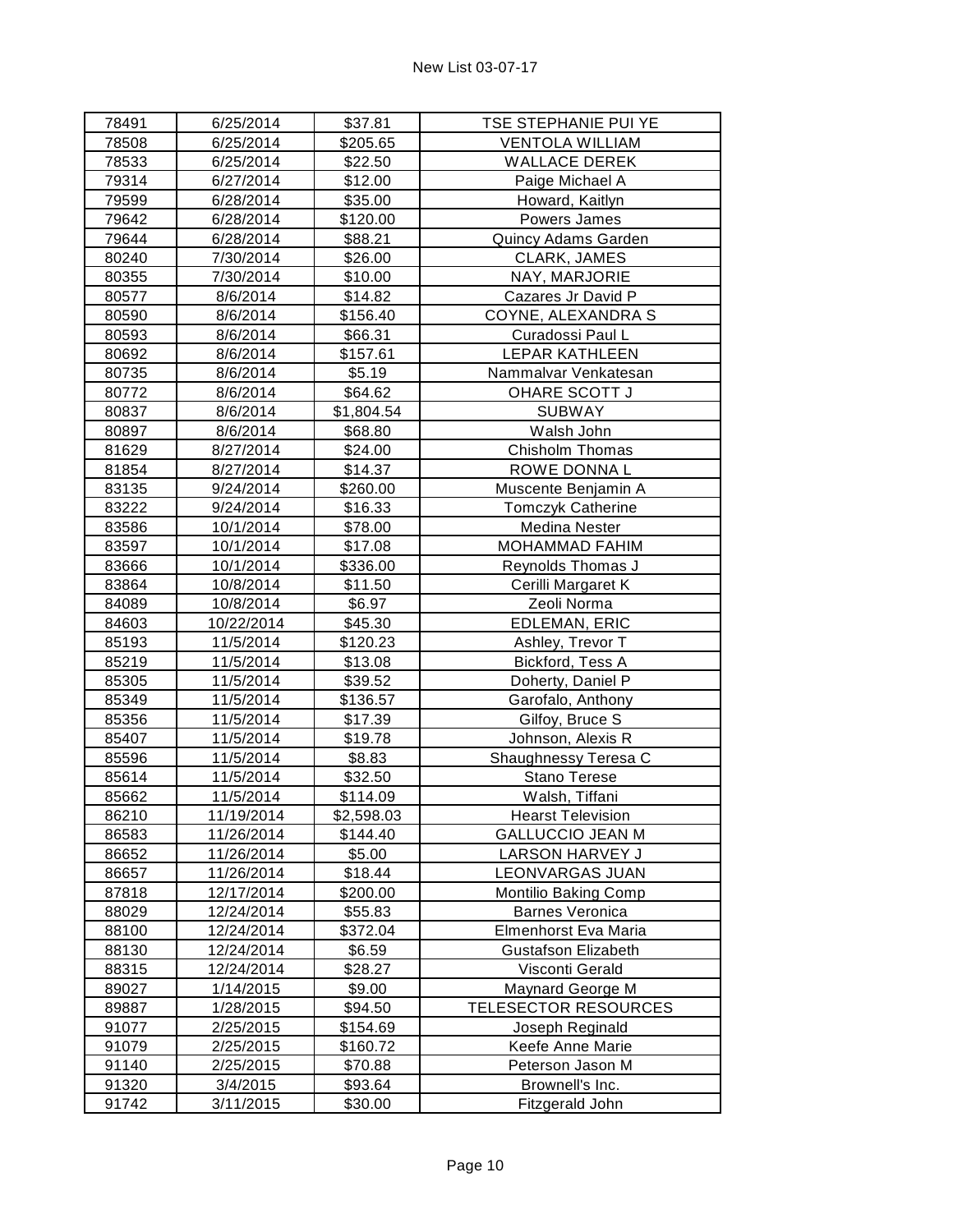| 78491 | 6/25/2014 | $37.81 | TSE STEPHANIE PUI YE |
|---|---|---|---|
| 78508 | 6/25/2014 | $205.65 | VENTOLA WILLIAM |
| 78533 | 6/25/2014 | $22.50 | WALLACE DEREK |
| 79314 | 6/27/2014 | $12.00 | Paige Michael A |
| 79599 | 6/28/2014 | $35.00 | Howard, Kaitlyn |
| 79642 | 6/28/2014 | $120.00 | Powers James |
| 79644 | 6/28/2014 | $88.21 | Quincy Adams Garden |
| 80240 | 7/30/2014 | $26.00 | CLARK, JAMES |
| 80355 | 7/30/2014 | $10.00 | NAY, MARJORIE |
| 80577 | 8/6/2014 | $14.82 | Cazares Jr David P |
| 80590 | 8/6/2014 | $156.40 | COYNE, ALEXANDRA S |
| 80593 | 8/6/2014 | $66.31 | Curadossi Paul L |
| 80692 | 8/6/2014 | $157.61 | LEPAR KATHLEEN |
| 80735 | 8/6/2014 | $5.19 | Nammalvar Venkatesan |
| 80772 | 8/6/2014 | $64.62 | OHARE SCOTT J |
| 80837 | 8/6/2014 | $1,804.54 | SUBWAY |
| 80897 | 8/6/2014 | $68.80 | Walsh John |
| 81629 | 8/27/2014 | $24.00 | Chisholm Thomas |
| 81854 | 8/27/2014 | $14.37 | ROWE DONNA L |
| 83135 | 9/24/2014 | $260.00 | Muscente Benjamin A |
| 83222 | 9/24/2014 | $16.33 | Tomczyk Catherine |
| 83586 | 10/1/2014 | $78.00 | Medina Nester |
| 83597 | 10/1/2014 | $17.08 | MOHAMMAD FAHIM |
| 83666 | 10/1/2014 | $336.00 | Reynolds Thomas J |
| 83864 | 10/8/2014 | $11.50 | Cerilli Margaret K |
| 84089 | 10/8/2014 | $6.97 | Zeoli Norma |
| 84603 | 10/22/2014 | $45.30 | EDLEMAN, ERIC |
| 85193 | 11/5/2014 | $120.23 | Ashley, Trevor T |
| 85219 | 11/5/2014 | $13.08 | Bickford, Tess A |
| 85305 | 11/5/2014 | $39.52 | Doherty, Daniel P |
| 85349 | 11/5/2014 | $136.57 | Garofalo, Anthony |
| 85356 | 11/5/2014 | $17.39 | Gilfoy, Bruce S |
| 85407 | 11/5/2014 | $19.78 | Johnson, Alexis R |
| 85596 | 11/5/2014 | $8.83 | Shaughnessy Teresa C |
| 85614 | 11/5/2014 | $32.50 | Stano Terese |
| 85662 | 11/5/2014 | $114.09 | Walsh, Tiffani |
| 86210 | 11/19/2014 | $2,598.03 | Hearst Television |
| 86583 | 11/26/2014 | $144.40 | GALLUCCIO JEAN M |
| 86652 | 11/26/2014 | $5.00 | LARSON HARVEY J |
| 86657 | 11/26/2014 | $18.44 | LEONVARGAS JUAN |
| 87818 | 12/17/2014 | $200.00 | Montilio Baking Comp |
| 88029 | 12/24/2014 | $55.83 | Barnes Veronica |
| 88100 | 12/24/2014 | $372.04 | Elmenhorst Eva Maria |
| 88130 | 12/24/2014 | $6.59 | Gustafson Elizabeth |
| 88315 | 12/24/2014 | $28.27 | Visconti Gerald |
| 89027 | 1/14/2015 | $9.00 | Maynard George M |
| 89887 | 1/28/2015 | $94.50 | TELESECTOR RESOURCES |
| 91077 | 2/25/2015 | $154.69 | Joseph Reginald |
| 91079 | 2/25/2015 | $160.72 | Keefe Anne Marie |
| 91140 | 2/25/2015 | $70.88 | Peterson Jason M |
| 91320 | 3/4/2015 | $93.64 | Brownell's Inc. |
| 91742 | 3/11/2015 | $30.00 | Fitzgerald John |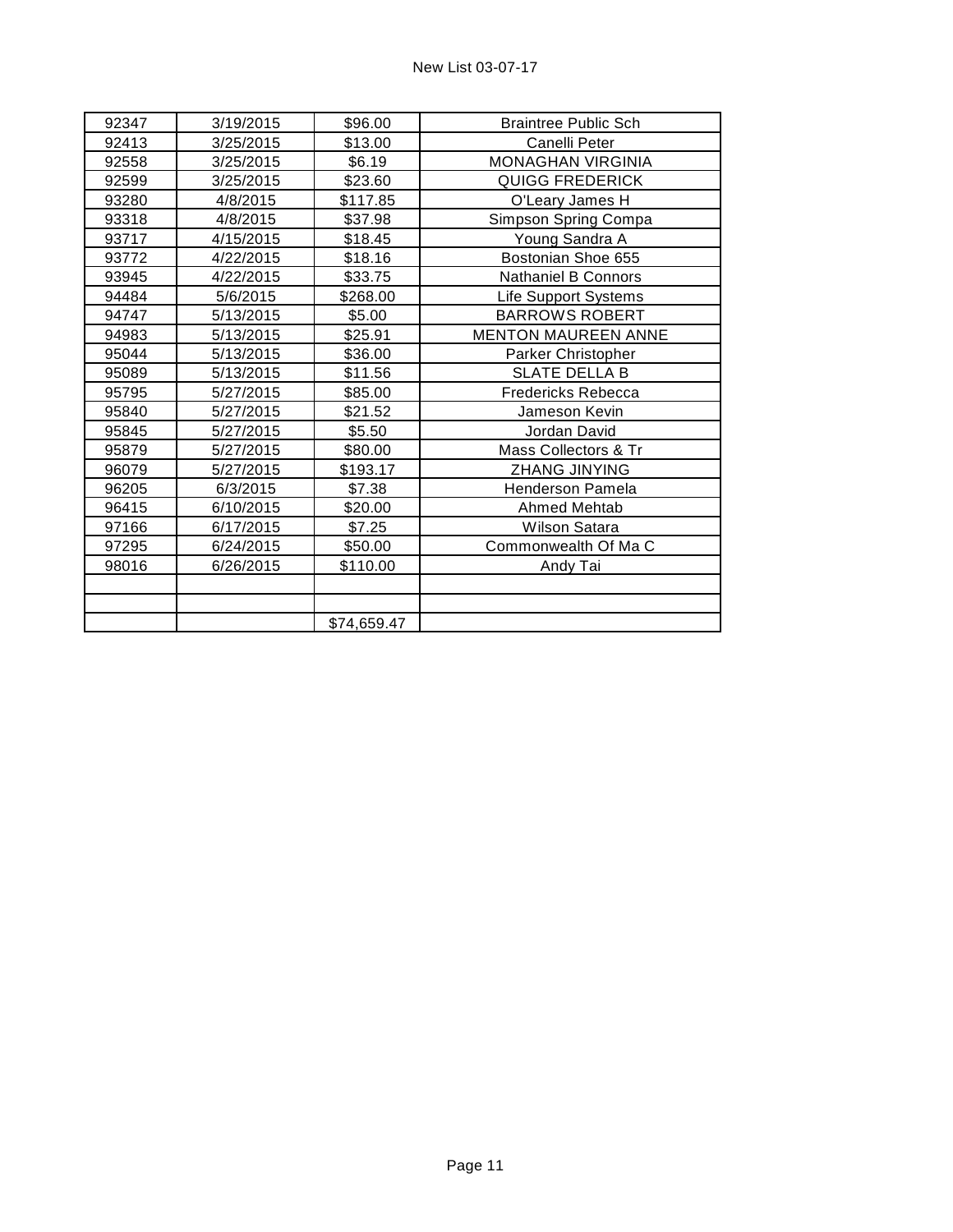| | | | |
|---|---|---|---|
| 92347 | 3/19/2015 | $96.00 | Braintree Public Sch |
| 92413 | 3/25/2015 | $13.00 | Canelli Peter |
| 92558 | 3/25/2015 | $6.19 | MONAGHAN VIRGINIA |
| 92599 | 3/25/2015 | $23.60 | QUIGG FREDERICK |
| 93280 | 4/8/2015 | $117.85 | O'Leary James H |
| 93318 | 4/8/2015 | $37.98 | Simpson Spring Compa |
| 93717 | 4/15/2015 | $18.45 | Young Sandra A |
| 93772 | 4/22/2015 | $18.16 | Bostonian Shoe 655 |
| 93945 | 4/22/2015 | $33.75 | Nathaniel B Connors |
| 94484 | 5/6/2015 | $268.00 | Life Support Systems |
| 94747 | 5/13/2015 | $5.00 | BARROWS ROBERT |
| 94983 | 5/13/2015 | $25.91 | MENTON MAUREEN ANNE |
| 95044 | 5/13/2015 | $36.00 | Parker Christopher |
| 95089 | 5/13/2015 | $11.56 | SLATE DELLA B |
| 95795 | 5/27/2015 | $85.00 | Fredericks Rebecca |
| 95840 | 5/27/2015 | $21.52 | Jameson Kevin |
| 95845 | 5/27/2015 | $5.50 | Jordan David |
| 95879 | 5/27/2015 | $80.00 | Mass Collectors & Tr |
| 96079 | 5/27/2015 | $193.17 | ZHANG JINYING |
| 96205 | 6/3/2015 | $7.38 | Henderson Pamela |
| 96415 | 6/10/2015 | $20.00 | Ahmed Mehtab |
| 97166 | 6/17/2015 | $7.25 | Wilson Satara |
| 97295 | 6/24/2015 | $50.00 | Commonwealth Of Ma C |
| 98016 | 6/26/2015 | $110.00 | Andy Tai |
| | | | |
| | | | |
| | | $74,659.47 | |